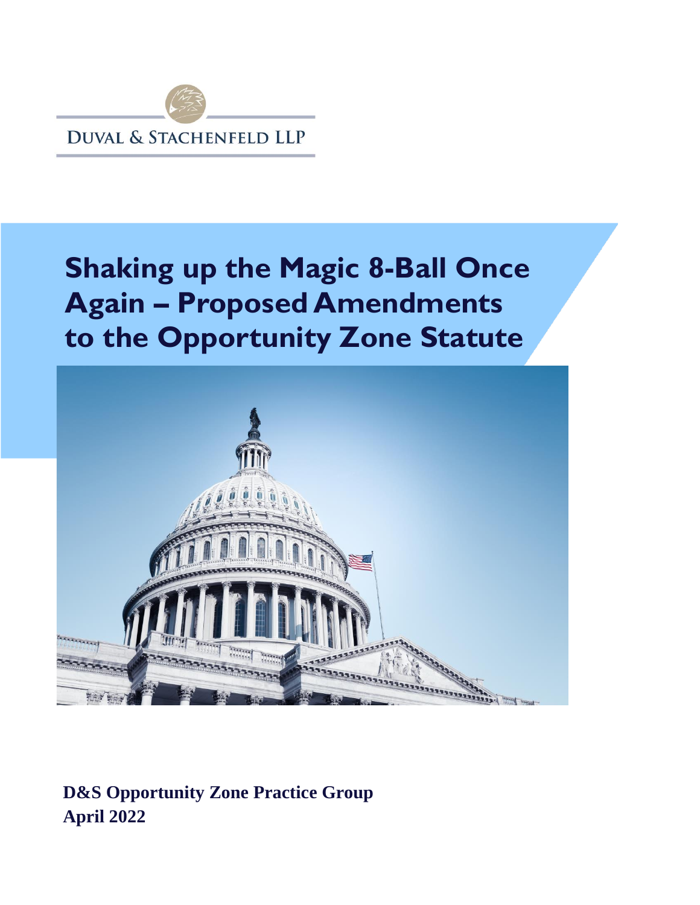DUVAL & STACHENFELD LLP

# Shaking up the Magic 8-Ball Once Again – Proposed Amendments to the Opportunity Zone Statute

**D&S Opportunity Zone Practice Group**
**April 2022**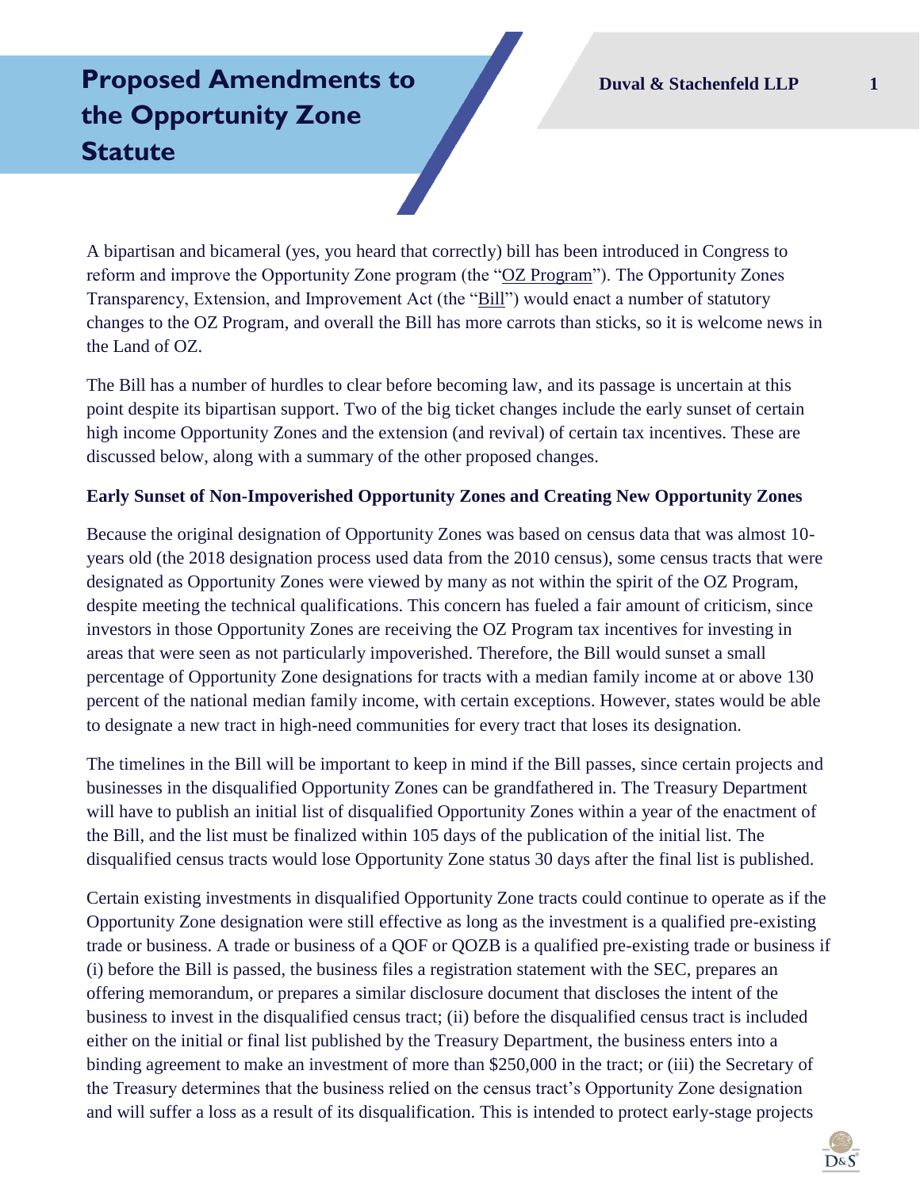# Proposed Amendments to the Opportunity Zone Statute

A bipartisan and bicameral (yes, you heard that correctly) bill has been introduced in Congress to reform and improve the Opportunity Zone program (the "OZ Program"). The Opportunity Zones Transparency, Extension, and Improvement Act (the "Bill") would enact a number of statutory changes to the OZ Program, and overall the Bill has more carrots than sticks, so it is welcome news in the Land of OZ.

The Bill has a number of hurdles to clear before becoming law, and its passage is uncertain at this point despite its bipartisan support. Two of the big ticket changes include the early sunset of certain high income Opportunity Zones and the extension (and revival) of certain tax incentives. These are discussed below, along with a summary of the other proposed changes.

**Early Sunset of Non-Impoverished Opportunity Zones and Creating New Opportunity Zones**

Because the original designation of Opportunity Zones was based on census data that was almost 10-years old (the 2018 designation process used data from the 2010 census), some census tracts that were designated as Opportunity Zones were viewed by many as not within the spirit of the OZ Program, despite meeting the technical qualifications. This concern has fueled a fair amount of criticism, since investors in those Opportunity Zones are receiving the OZ Program tax incentives for investing in areas that were seen as not particularly impoverished. Therefore, the Bill would sunset a small percentage of Opportunity Zone designations for tracts with a median family income at or above 130 percent of the national median family income, with certain exceptions. However, states would be able to designate a new tract in high-need communities for every tract that loses its designation.

The timelines in the Bill will be important to keep in mind if the Bill passes, since certain projects and businesses in the disqualified Opportunity Zones can be grandfathered in. The Treasury Department will have to publish an initial list of disqualified Opportunity Zones within a year of the enactment of the Bill, and the list must be finalized within 105 days of the publication of the initial list. The disqualified census tracts would lose Opportunity Zone status 30 days after the final list is published.

Certain existing investments in disqualified Opportunity Zone tracts could continue to operate as if the Opportunity Zone designation were still effective as long as the investment is a qualified pre-existing trade or business. A trade or business of a QOF or QOZB is a qualified pre-existing trade or business if (i) before the Bill is passed, the business files a registration statement with the SEC, prepares an offering memorandum, or prepares a similar disclosure document that discloses the intent of the business to invest in the disqualified census tract; (ii) before the disqualified census tract is included either on the initial or final list published by the Treasury Department, the business enters into a binding agreement to make an investment of more than $250,000 in the tract; or (iii) the Secretary of the Treasury determines that the business relied on the census tract's Opportunity Zone designation and will suffer a loss as a result of its disqualification. This is intended to protect early-stage projects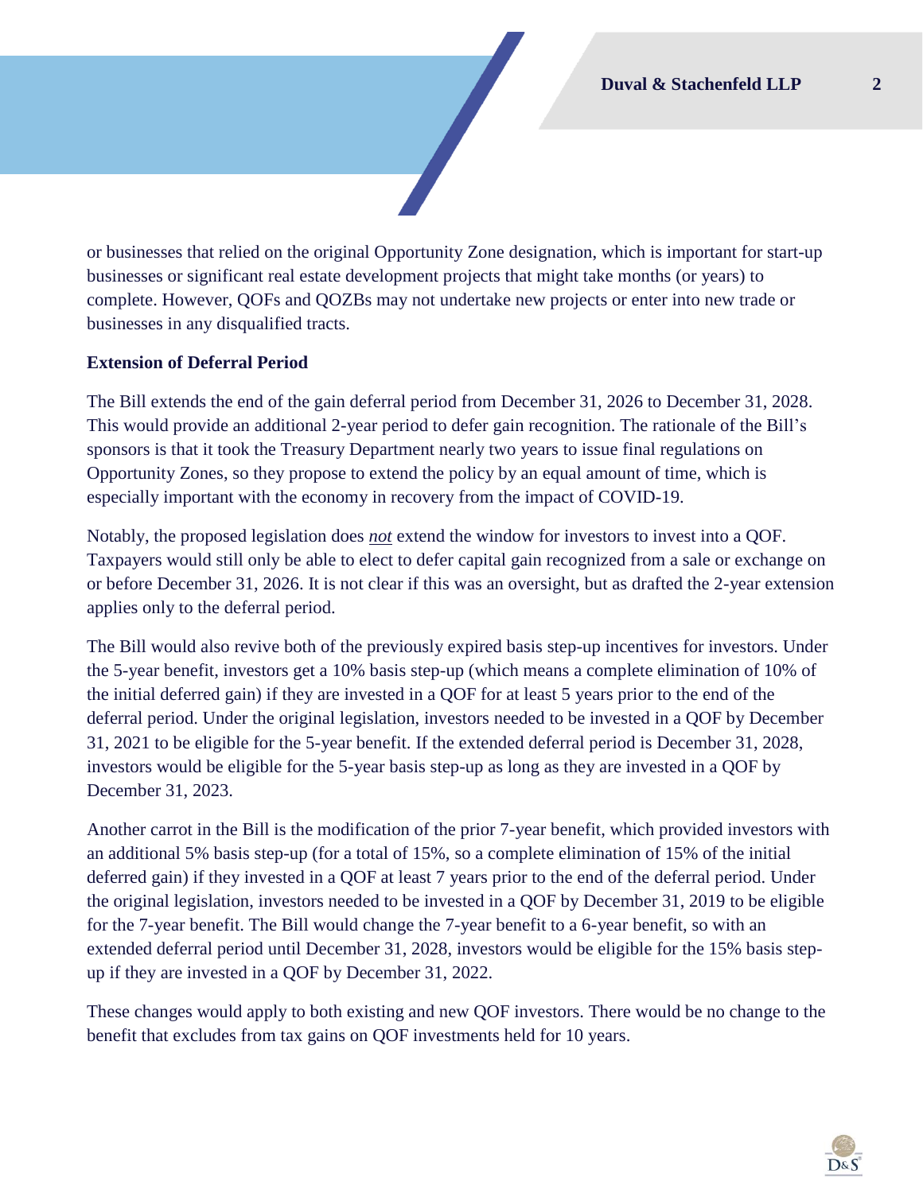or businesses that relied on the original Opportunity Zone designation, which is important for start-up businesses or significant real estate development projects that might take months (or years) to complete. However, QOFs and QOZBs may not undertake new projects or enter into new trade or businesses in any disqualified tracts.

**Extension of Deferral Period**

The Bill extends the end of the gain deferral period from December 31, 2026 to December 31, 2028. This would provide an additional 2-year period to defer gain recognition. The rationale of the Bill's sponsors is that it took the Treasury Department nearly two years to issue final regulations on Opportunity Zones, so they propose to extend the policy by an equal amount of time, which is especially important with the economy in recovery from the impact of COVID-19.

Notably, the proposed legislation does ***not*** extend the window for investors to invest into a QOF. Taxpayers would still only be able to elect to defer capital gain recognized from a sale or exchange on or before December 31, 2026. It is not clear if this was an oversight, but as drafted the 2-year extension applies only to the deferral period.

The Bill would also revive both of the previously expired basis step-up incentives for investors. Under the 5-year benefit, investors get a 10% basis step-up (which means a complete elimination of 10% of the initial deferred gain) if they are invested in a QOF for at least 5 years prior to the end of the deferral period. Under the original legislation, investors needed to be invested in a QOF by December 31, 2021 to be eligible for the 5-year benefit. If the extended deferral period is December 31, 2028, investors would be eligible for the 5-year basis step-up as long as they are invested in a QOF by December 31, 2023.

Another carrot in the Bill is the modification of the prior 7-year benefit, which provided investors with an additional 5% basis step-up (for a total of 15%, so a complete elimination of 15% of the initial deferred gain) if they invested in a QOF at least 7 years prior to the end of the deferral period. Under the original legislation, investors needed to be invested in a QOF by December 31, 2019 to be eligible for the 7-year benefit. The Bill would change the 7-year benefit to a 6-year benefit, so with an extended deferral period until December 31, 2028, investors would be eligible for the 15% basis step-up if they are invested in a QOF by December 31, 2022.

These changes would apply to both existing and new QOF investors. There would be no change to the benefit that excludes from tax gains on QOF investments held for 10 years.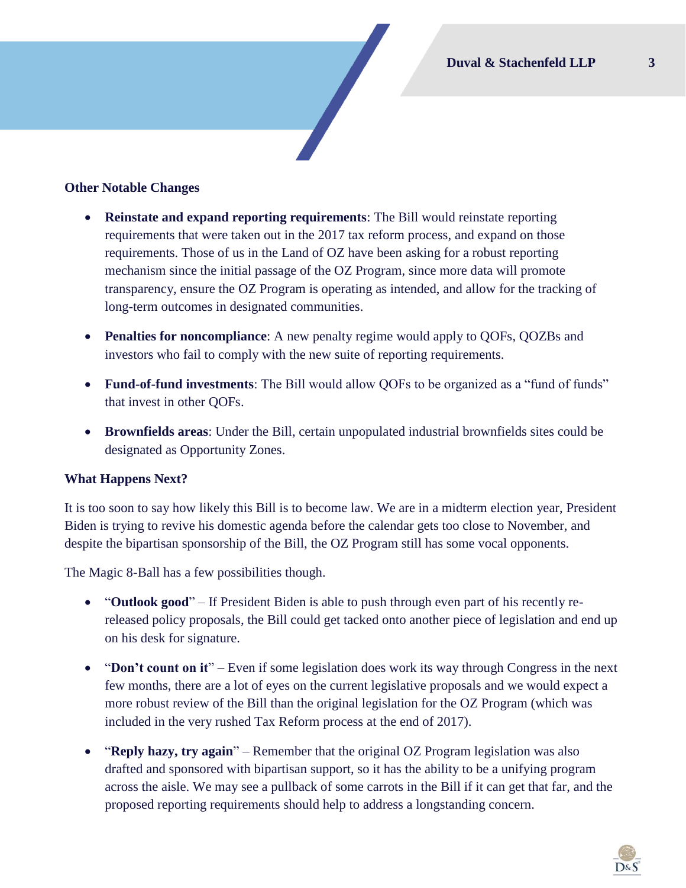**Other Notable Changes**

- **Reinstate and expand reporting requirements**: The Bill would reinstate reporting requirements that were taken out in the 2017 tax reform process, and expand on those requirements. Those of us in the Land of OZ have been asking for a robust reporting mechanism since the initial passage of the OZ Program, since more data will promote transparency, ensure the OZ Program is operating as intended, and allow for the tracking of long-term outcomes in designated communities.
- **Penalties for noncompliance**: A new penalty regime would apply to QOFs, QOZBs and investors who fail to comply with the new suite of reporting requirements.
- **Fund-of-fund investments**: The Bill would allow QOFs to be organized as a "fund of funds" that invest in other QOFs.
- **Brownfields areas**: Under the Bill, certain unpopulated industrial brownfields sites could be designated as Opportunity Zones.

**What Happens Next?**

It is too soon to say how likely this Bill is to become law. We are in a midterm election year, President Biden is trying to revive his domestic agenda before the calendar gets too close to November, and despite the bipartisan sponsorship of the Bill, the OZ Program still has some vocal opponents.

The Magic 8-Ball has a few possibilities though.

- "**Outlook good**" – If President Biden is able to push through even part of his recently re-released policy proposals, the Bill could get tacked onto another piece of legislation and end up on his desk for signature.
- "**Don't count on it**" – Even if some legislation does work its way through Congress in the next few months, there are a lot of eyes on the current legislative proposals and we would expect a more robust review of the Bill than the original legislation for the OZ Program (which was included in the very rushed Tax Reform process at the end of 2017).
- "**Reply hazy, try again**" – Remember that the original OZ Program legislation was also drafted and sponsored with bipartisan support, so it has the ability to be a unifying program across the aisle. We may see a pullback of some carrots in the Bill if it can get that far, and the proposed reporting requirements should help to address a longstanding concern.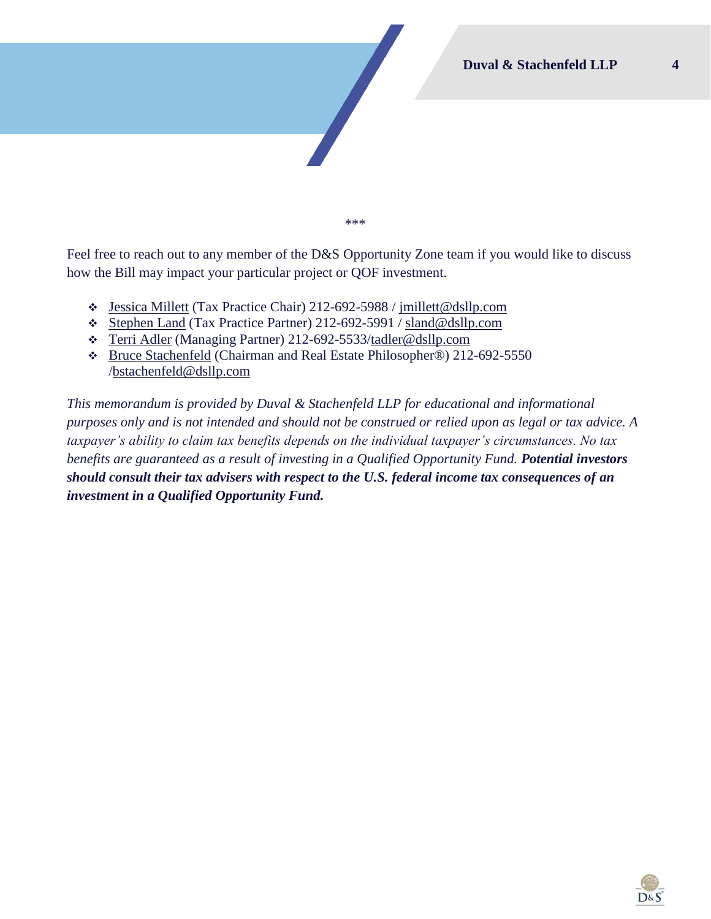\*\*\*

Feel free to reach out to any member of the D&S Opportunity Zone team if you would like to discuss how the Bill may impact your particular project or QOF investment.

- Jessica Millett (Tax Practice Chair) 212-692-5988 / jmillett@dsllp.com
- Stephen Land (Tax Practice Partner) 212-692-5991 / sland@dsllp.com
- Terri Adler (Managing Partner) 212-692-5533/tadler@dsllp.com
- Bruce Stachenfeld (Chairman and Real Estate Philosopher®) 212-692-5550 /bstachenfeld@dsllp.com

*This memorandum is provided by Duval & Stachenfeld LLP for educational and informational purposes only and is not intended and should not be construed or relied upon as legal or tax advice. A taxpayer's ability to claim tax benefits depends on the individual taxpayer's circumstances. No tax benefits are guaranteed as a result of investing in a Qualified Opportunity Fund.* ***Potential investors should consult their tax advisers with respect to the U.S. federal income tax consequences of an investment in a Qualified Opportunity Fund.***